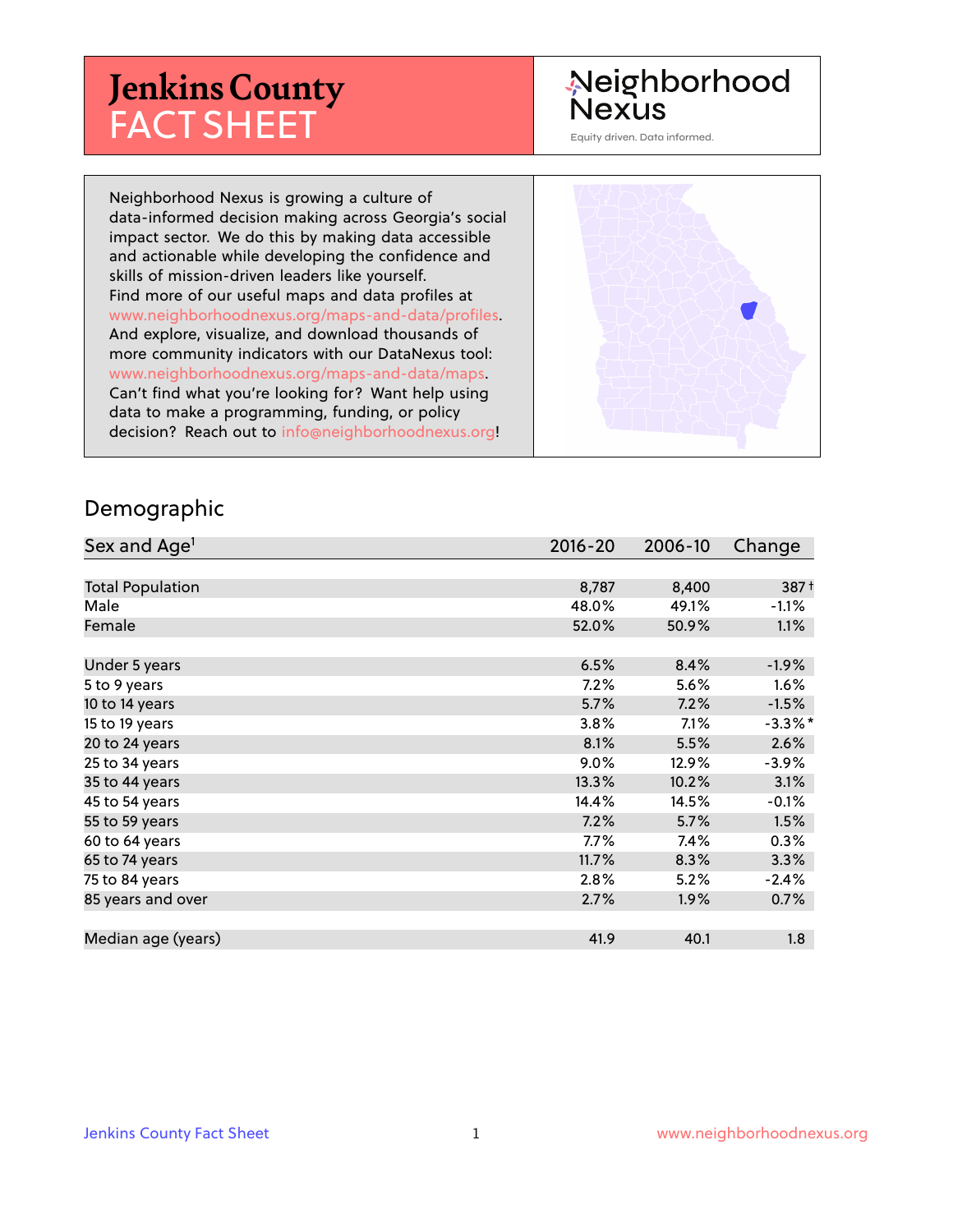# Jenkins County FACT SHEET

Neighborhood Nexus

Equity driven. Data informed.

Neighborhood Nexus is growing a culture of data-informed decision making across Georgia's social impact sector. We do this by making data accessible and actionable while developing the confidence and skills of mission-driven leaders like yourself. Find more of our useful maps and data profiles at www.neighborhoodnexus.org/maps-and-data/profiles. And explore, visualize, and download thousands of more community indicators with our DataNexus tool: www.neighborhoodnexus.org/maps-and-data/maps. Can't find what you're looking for? Want help using data to make a programming, funding, or policy decision? Reach out to info@neighborhoodnexus.org!

## Demographic

| Sex and Age[1] | 2016-20 | 2006-10 | Change |
|---|---|---|---|
| Total Population | 8,787 | 8,400 | 387 † |
| Male | 48.0% | 49.1% | -1.1% |
| Female | 52.0% | 50.9% | 1.1% |
| Under 5 years | 6.5% | 8.4% | -1.9% |
| 5 to 9 years | 7.2% | 5.6% | 1.6% |
| 10 to 14 years | 5.7% | 7.2% | -1.5% |
| 15 to 19 years | 3.8% | 7.1% | -3.3% * |
| 20 to 24 years | 8.1% | 5.5% | 2.6% |
| 25 to 34 years | 9.0% | 12.9% | -3.9% |
| 35 to 44 years | 13.3% | 10.2% | 3.1% |
| 45 to 54 years | 14.4% | 14.5% | -0.1% |
| 55 to 59 years | 7.2% | 5.7% | 1.5% |
| 60 to 64 years | 7.7% | 7.4% | 0.3% |
| 65 to 74 years | 11.7% | 8.3% | 3.3% |
| 75 to 84 years | 2.8% | 5.2% | -2.4% |
| 85 years and over | 2.7% | 1.9% | 0.7% |
| Median age (years) | 41.9 | 40.1 | 1.8 |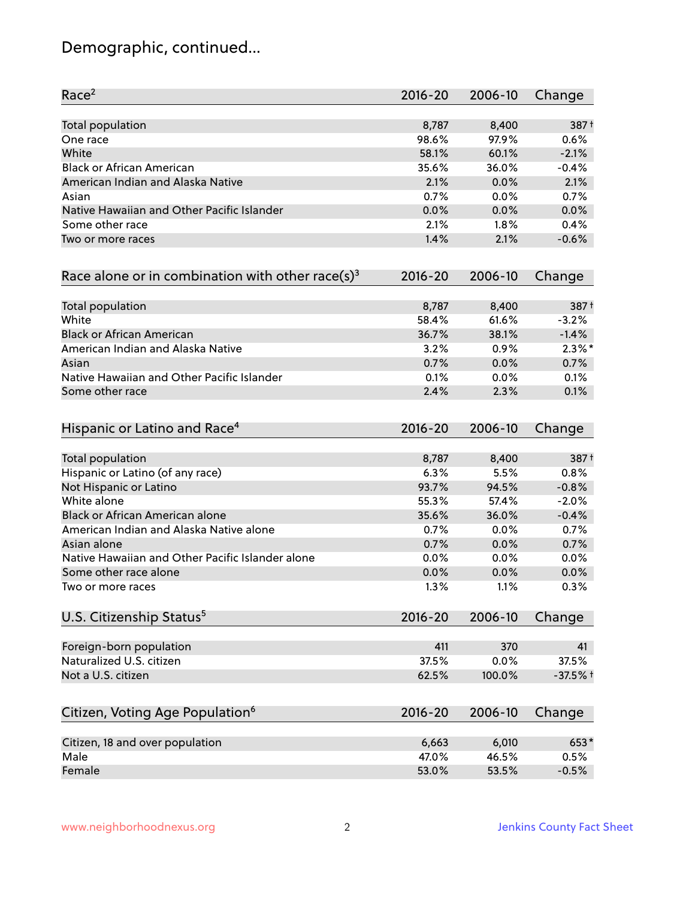# Demographic, continued...

| Race[2] | 2016-20 | 2006-10 | Change |
|---|---|---|---|
| Total population | 8,787 | 8,400 | 387† |
| One race | 98.6% | 97.9% | 0.6% |
| White | 58.1% | 60.1% | -2.1% |
| Black or African American | 35.6% | 36.0% | -0.4% |
| American Indian and Alaska Native | 2.1% | 0.0% | 2.1% |
| Asian | 0.7% | 0.0% | 0.7% |
| Native Hawaiian and Other Pacific Islander | 0.0% | 0.0% | 0.0% |
| Some other race | 2.1% | 1.8% | 0.4% |
| Two or more races | 1.4% | 2.1% | -0.6% |

| Race alone or in combination with other race(s)[3] | 2016-20 | 2006-10 | Change |
|---|---|---|---|
| Total population | 8,787 | 8,400 | 387† |
| White | 58.4% | 61.6% | -3.2% |
| Black or African American | 36.7% | 38.1% | -1.4% |
| American Indian and Alaska Native | 3.2% | 0.9% | 2.3%* |
| Asian | 0.7% | 0.0% | 0.7% |
| Native Hawaiian and Other Pacific Islander | 0.1% | 0.0% | 0.1% |
| Some other race | 2.4% | 2.3% | 0.1% |

| Hispanic or Latino and Race[4] | 2016-20 | 2006-10 | Change |
|---|---|---|---|
| Total population | 8,787 | 8,400 | 387† |
| Hispanic or Latino (of any race) | 6.3% | 5.5% | 0.8% |
| Not Hispanic or Latino | 93.7% | 94.5% | -0.8% |
| White alone | 55.3% | 57.4% | -2.0% |
| Black or African American alone | 35.6% | 36.0% | -0.4% |
| American Indian and Alaska Native alone | 0.7% | 0.0% | 0.7% |
| Asian alone | 0.7% | 0.0% | 0.7% |
| Native Hawaiian and Other Pacific Islander alone | 0.0% | 0.0% | 0.0% |
| Some other race alone | 0.0% | 0.0% | 0.0% |
| Two or more races | 1.3% | 1.1% | 0.3% |

| U.S. Citizenship Status[5] | 2016-20 | 2006-10 | Change |
|---|---|---|---|
| Foreign-born population | 411 | 370 | 41 |
| Naturalized U.S. citizen | 37.5% | 0.0% | 37.5% |
| Not a U.S. citizen | 62.5% | 100.0% | -37.5%† |

| Citizen, Voting Age Population[6] | 2016-20 | 2006-10 | Change |
|---|---|---|---|
| Citizen, 18 and over population | 6,663 | 6,010 | 653* |
| Male | 47.0% | 46.5% | 0.5% |
| Female | 53.0% | 53.5% | -0.5% |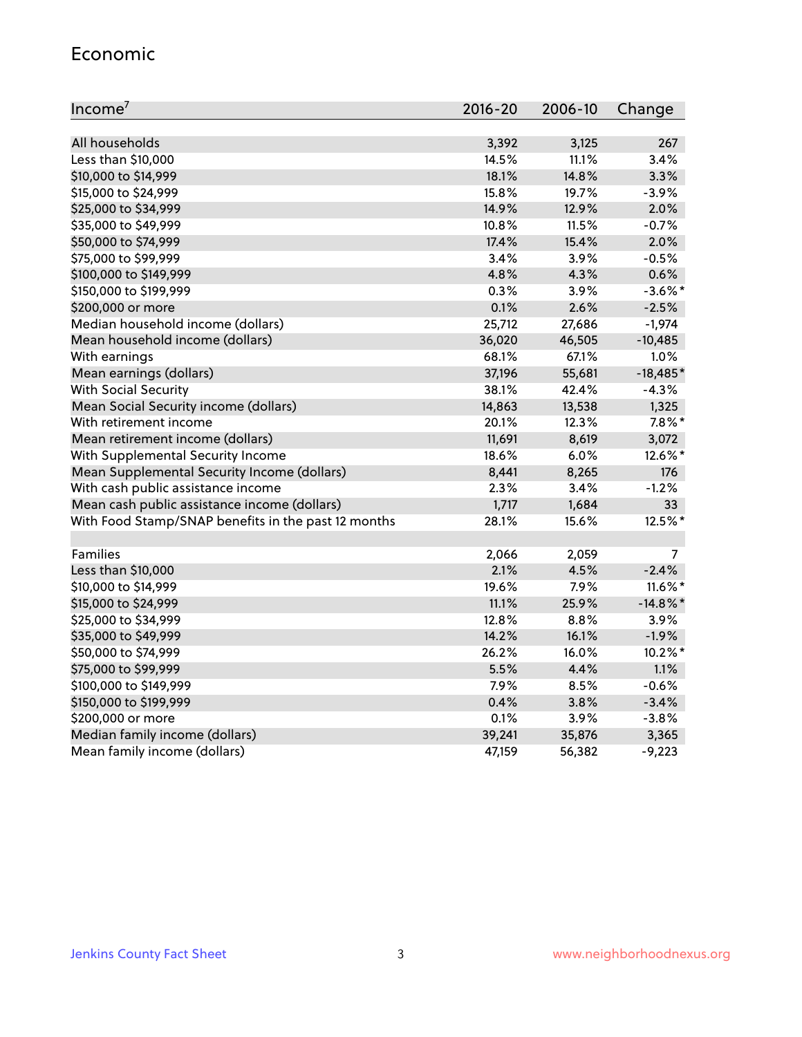## Economic

| Income[7] | 2016-20 | 2006-10 | Change |
|---|---|---|---|
| All households | 3,392 | 3,125 | 267 |
| Less than $10,000 | 14.5% | 11.1% | 3.4% |
| $10,000 to $14,999 | 18.1% | 14.8% | 3.3% |
| $15,000 to $24,999 | 15.8% | 19.7% | -3.9% |
| $25,000 to $34,999 | 14.9% | 12.9% | 2.0% |
| $35,000 to $49,999 | 10.8% | 11.5% | -0.7% |
| $50,000 to $74,999 | 17.4% | 15.4% | 2.0% |
| $75,000 to $99,999 | 3.4% | 3.9% | -0.5% |
| $100,000 to $149,999 | 4.8% | 4.3% | 0.6% |
| $150,000 to $199,999 | 0.3% | 3.9% | -3.6%* |
| $200,000 or more | 0.1% | 2.6% | -2.5% |
| Median household income (dollars) | 25,712 | 27,686 | -1,974 |
| Mean household income (dollars) | 36,020 | 46,505 | -10,485 |
| With earnings | 68.1% | 67.1% | 1.0% |
| Mean earnings (dollars) | 37,196 | 55,681 | -18,485* |
| With Social Security | 38.1% | 42.4% | -4.3% |
| Mean Social Security income (dollars) | 14,863 | 13,538 | 1,325 |
| With retirement income | 20.1% | 12.3% | 7.8%* |
| Mean retirement income (dollars) | 11,691 | 8,619 | 3,072 |
| With Supplemental Security Income | 18.6% | 6.0% | 12.6%* |
| Mean Supplemental Security Income (dollars) | 8,441 | 8,265 | 176 |
| With cash public assistance income | 2.3% | 3.4% | -1.2% |
| Mean cash public assistance income (dollars) | 1,717 | 1,684 | 33 |
| With Food Stamp/SNAP benefits in the past 12 months | 28.1% | 15.6% | 12.5%* |
| | | | |
| Families | 2,066 | 2,059 | 7 |
| Less than $10,000 | 2.1% | 4.5% | -2.4% |
| $10,000 to $14,999 | 19.6% | 7.9% | 11.6%* |
| $15,000 to $24,999 | 11.1% | 25.9% | -14.8%* |
| $25,000 to $34,999 | 12.8% | 8.8% | 3.9% |
| $35,000 to $49,999 | 14.2% | 16.1% | -1.9% |
| $50,000 to $74,999 | 26.2% | 16.0% | 10.2%* |
| $75,000 to $99,999 | 5.5% | 4.4% | 1.1% |
| $100,000 to $149,999 | 7.9% | 8.5% | -0.6% |
| $150,000 to $199,999 | 0.4% | 3.8% | -3.4% |
| $200,000 or more | 0.1% | 3.9% | -3.8% |
| Median family income (dollars) | 39,241 | 35,876 | 3,365 |
| Mean family income (dollars) | 47,159 | 56,382 | -9,223 |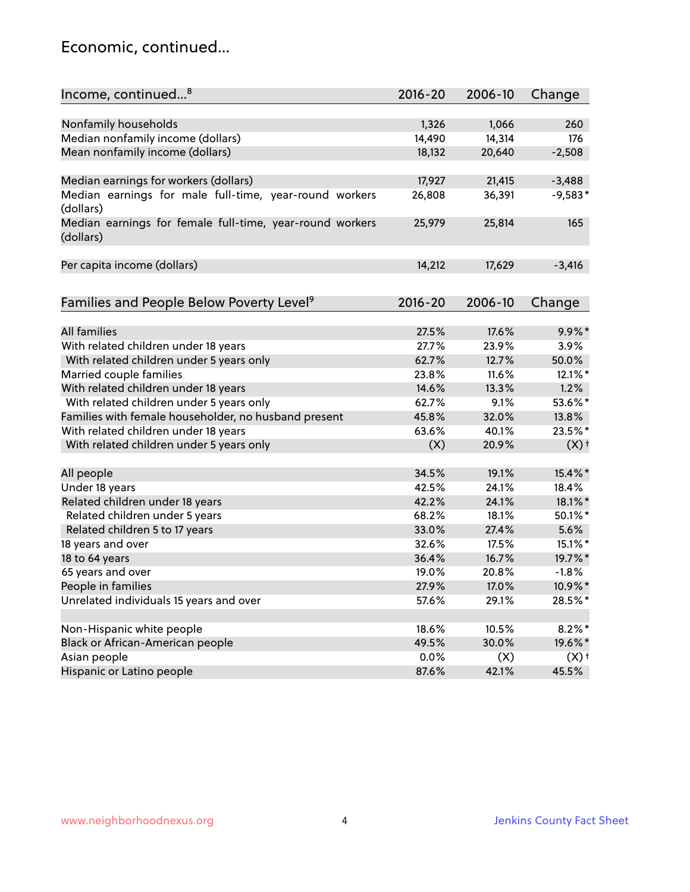# Economic, continued...

| Income, continued...[8] | 2016-20 | 2006-10 | Change |
|---|---|---|---|
| Nonfamily households | 1,326 | 1,066 | 260 |
| Median nonfamily income (dollars) | 14,490 | 14,314 | 176 |
| Mean nonfamily income (dollars) | 18,132 | 20,640 | -2,508 |
| Median earnings for workers (dollars) | 17,927 | 21,415 | -3,488 |
| Median earnings for male full-time, year-round workers (dollars) | 26,808 | 36,391 | -9,583* |
| Median earnings for female full-time, year-round workers (dollars) | 25,979 | 25,814 | 165 |
| Per capita income (dollars) | 14,212 | 17,629 | -3,416 |

| Families and People Below Poverty Level[9] | 2016-20 | 2006-10 | Change |
|---|---|---|---|
| All families | 27.5% | 17.6% | 9.9%* |
| With related children under 18 years | 27.7% | 23.9% | 3.9% |
| With related children under 5 years only | 62.7% | 12.7% | 50.0% |
| Married couple families | 23.8% | 11.6% | 12.1%* |
| With related children under 18 years | 14.6% | 13.3% | 1.2% |
| With related children under 5 years only | 62.7% | 9.1% | 53.6%* |
| Families with female householder, no husband present | 45.8% | 32.0% | 13.8% |
| With related children under 18 years | 63.6% | 40.1% | 23.5%* |
| With related children under 5 years only | (X) | 20.9% | (X)† |
| All people | 34.5% | 19.1% | 15.4%* |
| Under 18 years | 42.5% | 24.1% | 18.4% |
| Related children under 18 years | 42.2% | 24.1% | 18.1%* |
| Related children under 5 years | 68.2% | 18.1% | 50.1%* |
| Related children 5 to 17 years | 33.0% | 27.4% | 5.6% |
| 18 years and over | 32.6% | 17.5% | 15.1%* |
| 18 to 64 years | 36.4% | 16.7% | 19.7%* |
| 65 years and over | 19.0% | 20.8% | -1.8% |
| People in families | 27.9% | 17.0% | 10.9%* |
| Unrelated individuals 15 years and over | 57.6% | 29.1% | 28.5%* |
| Non-Hispanic white people | 18.6% | 10.5% | 8.2%* |
| Black or African-American people | 49.5% | 30.0% | 19.6%* |
| Asian people | 0.0% | (X) | (X)† |
| Hispanic or Latino people | 87.6% | 42.1% | 45.5% |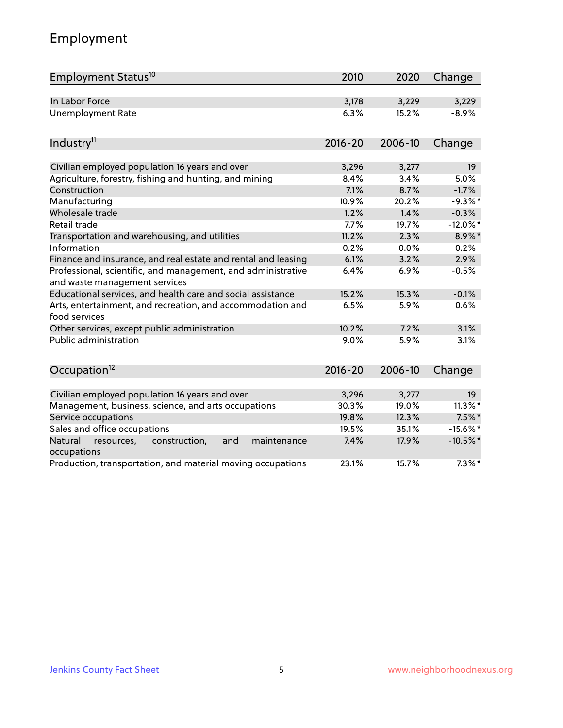## Employment

| Employment Status[10] | 2010 | 2020 | Change |
|---|---|---|---|
| In Labor Force | 3,178 | 3,229 | 3,229 |
| Unemployment Rate | 6.3% | 15.2% | -8.9% |

| Industry[11] | 2016-20 | 2006-10 | Change |
|---|---|---|---|
| Civilian employed population 16 years and over | 3,296 | 3,277 | 19 |
| Agriculture, forestry, fishing and hunting, and mining | 8.4% | 3.4% | 5.0% |
| Construction | 7.1% | 8.7% | -1.7% |
| Manufacturing | 10.9% | 20.2% | -9.3%* |
| Wholesale trade | 1.2% | 1.4% | -0.3% |
| Retail trade | 7.7% | 19.7% | -12.0%* |
| Transportation and warehousing, and utilities | 11.2% | 2.3% | 8.9%* |
| Information | 0.2% | 0.0% | 0.2% |
| Finance and insurance, and real estate and rental and leasing | 6.1% | 3.2% | 2.9% |
| Professional, scientific, and management, and administrative and waste management services | 6.4% | 6.9% | -0.5% |
| Educational services, and health care and social assistance | 15.2% | 15.3% | -0.1% |
| Arts, entertainment, and recreation, and accommodation and food services | 6.5% | 5.9% | 0.6% |
| Other services, except public administration | 10.2% | 7.2% | 3.1% |
| Public administration | 9.0% | 5.9% | 3.1% |

| Occupation[12] | 2016-20 | 2006-10 | Change |
|---|---|---|---|
| Civilian employed population 16 years and over | 3,296 | 3,277 | 19 |
| Management, business, science, and arts occupations | 30.3% | 19.0% | 11.3%* |
| Service occupations | 19.8% | 12.3% | 7.5%* |
| Sales and office occupations | 19.5% | 35.1% | -15.6%* |
| Natural resources, construction, and maintenance occupations | 7.4% | 17.9% | -10.5%* |
| Production, transportation, and material moving occupations | 23.1% | 15.7% | 7.3%* |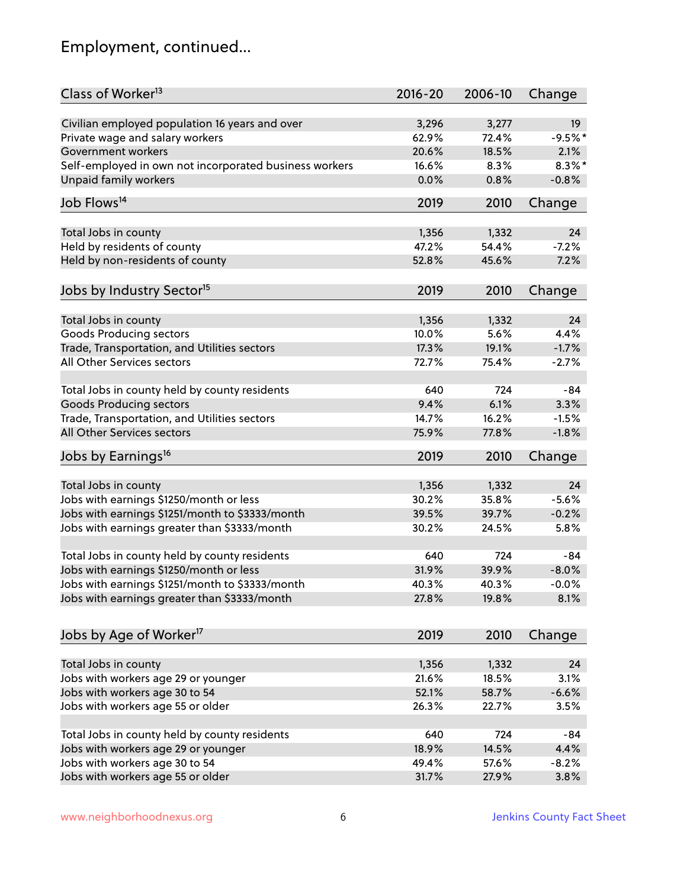# Employment, continued...

| Class of Worker[13] | 2016-20 | 2006-10 | Change |
|---|---|---|---|
| Civilian employed population 16 years and over | 3,296 | 3,277 | 19 |
| Private wage and salary workers | 62.9% | 72.4% | -9.5%* |
| Government workers | 20.6% | 18.5% | 2.1% |
| Self-employed in own not incorporated business workers | 16.6% | 8.3% | 8.3%* |
| Unpaid family workers | 0.0% | 0.8% | -0.8% |

| Job Flows[14] | 2019 | 2010 | Change |
|---|---|---|---|
| Total Jobs in county | 1,356 | 1,332 | 24 |
| Held by residents of county | 47.2% | 54.4% | -7.2% |
| Held by non-residents of county | 52.8% | 45.6% | 7.2% |

| Jobs by Industry Sector[15] | 2019 | 2010 | Change |
|---|---|---|---|
| Total Jobs in county | 1,356 | 1,332 | 24 |
| Goods Producing sectors | 10.0% | 5.6% | 4.4% |
| Trade, Transportation, and Utilities sectors | 17.3% | 19.1% | -1.7% |
| All Other Services sectors | 72.7% | 75.4% | -2.7% |
| | | | |
| Total Jobs in county held by county residents | 640 | 724 | -84 |
| Goods Producing sectors | 9.4% | 6.1% | 3.3% |
| Trade, Transportation, and Utilities sectors | 14.7% | 16.2% | -1.5% |
| All Other Services sectors | 75.9% | 77.8% | -1.8% |

| Jobs by Earnings[16] | 2019 | 2010 | Change |
|---|---|---|---|
| Total Jobs in county | 1,356 | 1,332 | 24 |
| Jobs with earnings $1250/month or less | 30.2% | 35.8% | -5.6% |
| Jobs with earnings $1251/month to $3333/month | 39.5% | 39.7% | -0.2% |
| Jobs with earnings greater than $3333/month | 30.2% | 24.5% | 5.8% |
| | | | |
| Total Jobs in county held by county residents | 640 | 724 | -84 |
| Jobs with earnings $1250/month or less | 31.9% | 39.9% | -8.0% |
| Jobs with earnings $1251/month to $3333/month | 40.3% | 40.3% | -0.0% |
| Jobs with earnings greater than $3333/month | 27.8% | 19.8% | 8.1% |

| Jobs by Age of Worker[17] | 2019 | 2010 | Change |
|---|---|---|---|
| Total Jobs in county | 1,356 | 1,332 | 24 |
| Jobs with workers age 29 or younger | 21.6% | 18.5% | 3.1% |
| Jobs with workers age 30 to 54 | 52.1% | 58.7% | -6.6% |
| Jobs with workers age 55 or older | 26.3% | 22.7% | 3.5% |
| | | | |
| Total Jobs in county held by county residents | 640 | 724 | -84 |
| Jobs with workers age 29 or younger | 18.9% | 14.5% | 4.4% |
| Jobs with workers age 30 to 54 | 49.4% | 57.6% | -8.2% |
| Jobs with workers age 55 or older | 31.7% | 27.9% | 3.8% |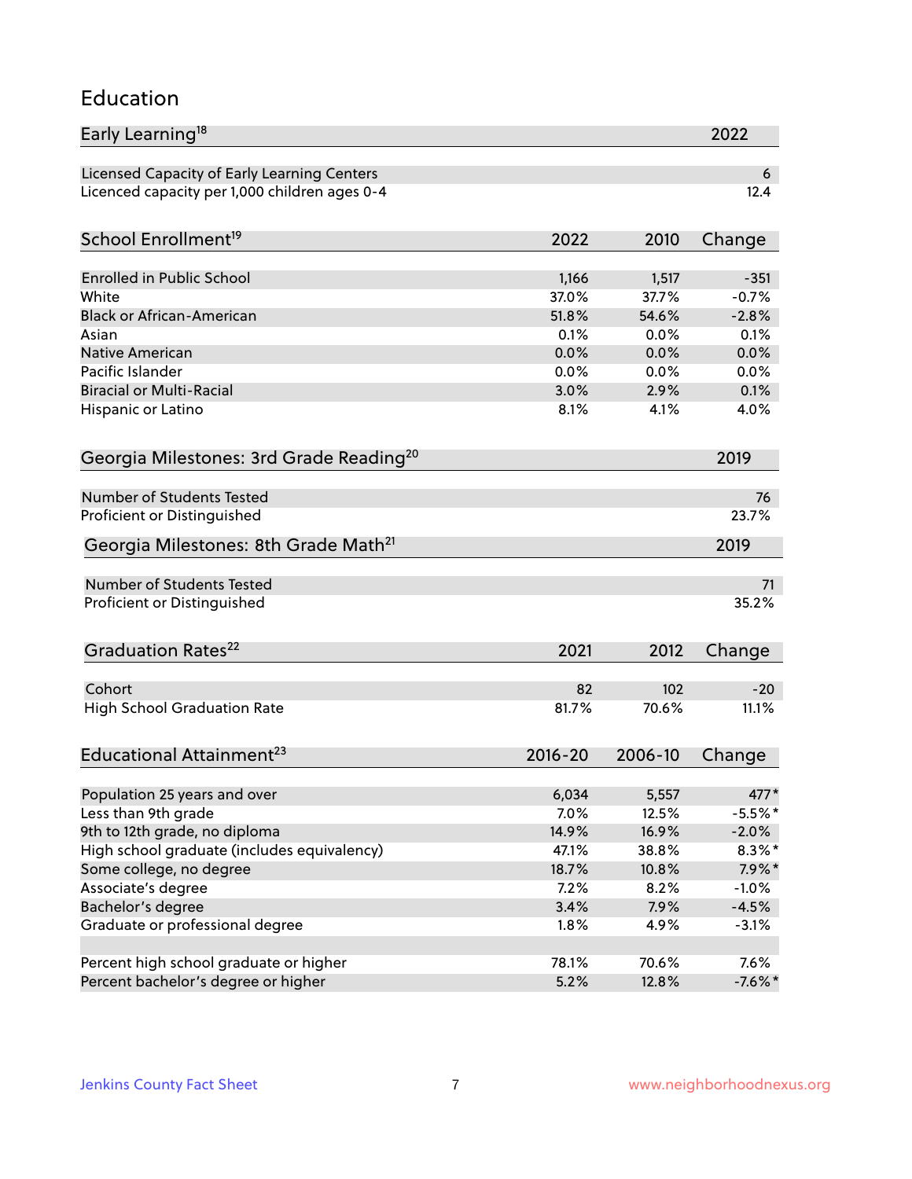# Education

| Early Learning[18] | 2022 |
|---|---|
| Licensed Capacity of Early Learning Centers | 6 |
| Licenced capacity per 1,000 children ages 0-4 | 12.4 |

| School Enrollment[19] | 2022 | 2010 | Change |
|---|---|---|---|
| Enrolled in Public School | 1,166 | 1,517 | -351 |
| White | 37.0% | 37.7% | -0.7% |
| Black or African-American | 51.8% | 54.6% | -2.8% |
| Asian | 0.1% | 0.0% | 0.1% |
| Native American | 0.0% | 0.0% | 0.0% |
| Pacific Islander | 0.0% | 0.0% | 0.0% |
| Biracial or Multi-Racial | 3.0% | 2.9% | 0.1% |
| Hispanic or Latino | 8.1% | 4.1% | 4.0% |

| Georgia Milestones: 3rd Grade Reading[20] | 2019 |
|---|---|
| Number of Students Tested | 76 |
| Proficient or Distinguished | 23.7% |

| Georgia Milestones: 8th Grade Math[21] | 2019 |
|---|---|
| Number of Students Tested | 71 |
| Proficient or Distinguished | 35.2% |

| Graduation Rates[22] | 2021 | 2012 | Change |
|---|---|---|---|
| Cohort | 82 | 102 | -20 |
| High School Graduation Rate | 81.7% | 70.6% | 11.1% |

| Educational Attainment[23] | 2016-20 | 2006-10 | Change |
|---|---|---|---|
| Population 25 years and over | 6,034 | 5,557 | 477* |
| Less than 9th grade | 7.0% | 12.5% | -5.5%* |
| 9th to 12th grade, no diploma | 14.9% | 16.9% | -2.0% |
| High school graduate (includes equivalency) | 47.1% | 38.8% | 8.3%* |
| Some college, no degree | 18.7% | 10.8% | 7.9%* |
| Associate's degree | 7.2% | 8.2% | -1.0% |
| Bachelor's degree | 3.4% | 7.9% | -4.5% |
| Graduate or professional degree | 1.8% | 4.9% | -3.1% |
| | | | |
| Percent high school graduate or higher | 78.1% | 70.6% | 7.6% |
| Percent bachelor's degree or higher | 5.2% | 12.8% | -7.6%* |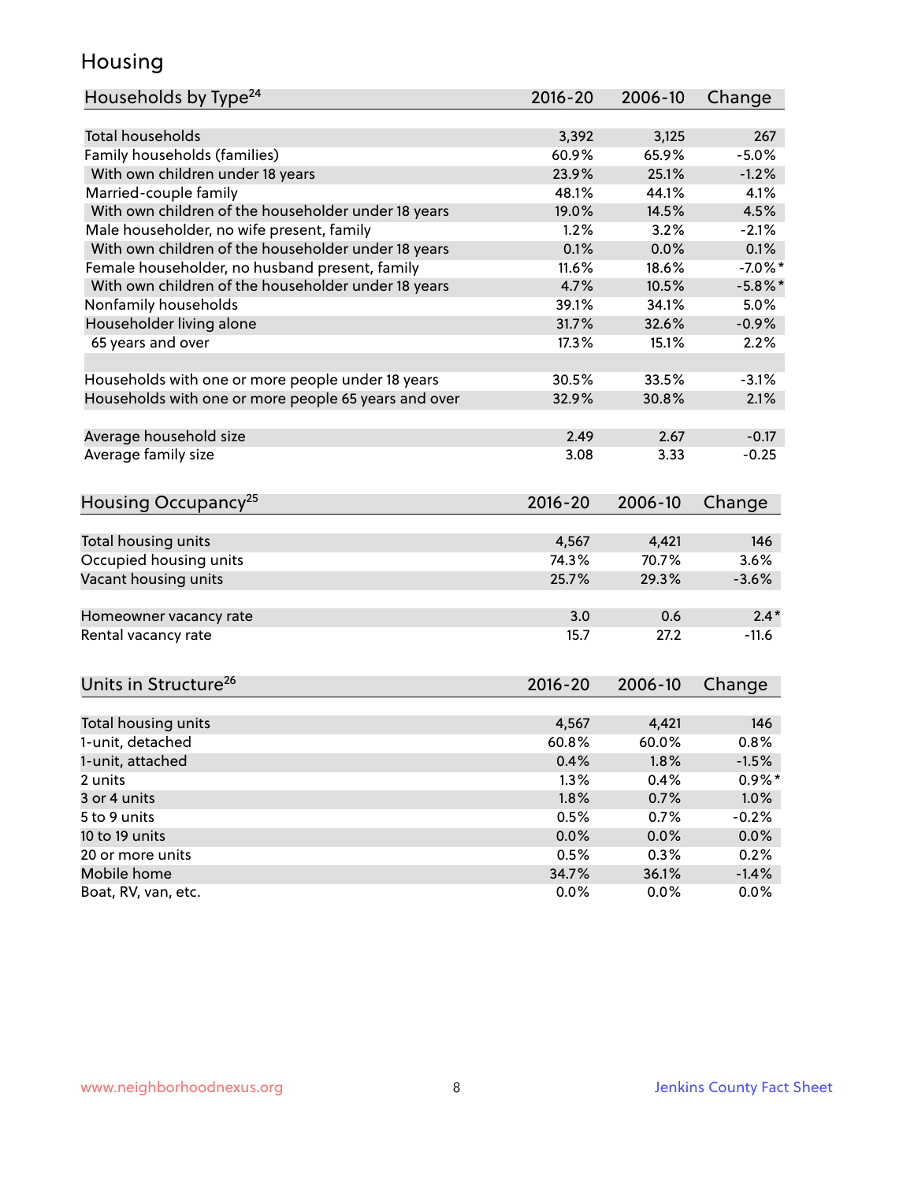## Housing

| Households by Type[24] | 2016-20 | 2006-10 | Change |
|---|---|---|---|
| Total households | 3,392 | 3,125 | 267 |
| Family households (families) | 60.9% | 65.9% | -5.0% |
| With own children under 18 years | 23.9% | 25.1% | -1.2% |
| Married-couple family | 48.1% | 44.1% | 4.1% |
| With own children of the householder under 18 years | 19.0% | 14.5% | 4.5% |
| Male householder, no wife present, family | 1.2% | 3.2% | -2.1% |
| With own children of the householder under 18 years | 0.1% | 0.0% | 0.1% |
| Female householder, no husband present, family | 11.6% | 18.6% | -7.0%* |
| With own children of the householder under 18 years | 4.7% | 10.5% | -5.8%* |
| Nonfamily households | 39.1% | 34.1% | 5.0% |
| Householder living alone | 31.7% | 32.6% | -0.9% |
| 65 years and over | 17.3% | 15.1% | 2.2% |
| | | | |
| Households with one or more people under 18 years | 30.5% | 33.5% | -3.1% |
| Households with one or more people 65 years and over | 32.9% | 30.8% | 2.1% |
| | | | |
| Average household size | 2.49 | 2.67 | -0.17 |
| Average family size | 3.08 | 3.33 | -0.25 |

| Housing Occupancy[25] | 2016-20 | 2006-10 | Change |
|---|---|---|---|
| Total housing units | 4,567 | 4,421 | 146 |
| Occupied housing units | 74.3% | 70.7% | 3.6% |
| Vacant housing units | 25.7% | 29.3% | -3.6% |
| | | | |
| Homeowner vacancy rate | 3.0 | 0.6 | 2.4* |
| Rental vacancy rate | 15.7 | 27.2 | -11.6 |

| Units in Structure[26] | 2016-20 | 2006-10 | Change |
|---|---|---|---|
| Total housing units | 4,567 | 4,421 | 146 |
| 1-unit, detached | 60.8% | 60.0% | 0.8% |
| 1-unit, attached | 0.4% | 1.8% | -1.5% |
| 2 units | 1.3% | 0.4% | 0.9%* |
| 3 or 4 units | 1.8% | 0.7% | 1.0% |
| 5 to 9 units | 0.5% | 0.7% | -0.2% |
| 10 to 19 units | 0.0% | 0.0% | 0.0% |
| 20 or more units | 0.5% | 0.3% | 0.2% |
| Mobile home | 34.7% | 36.1% | -1.4% |
| Boat, RV, van, etc. | 0.0% | 0.0% | 0.0% |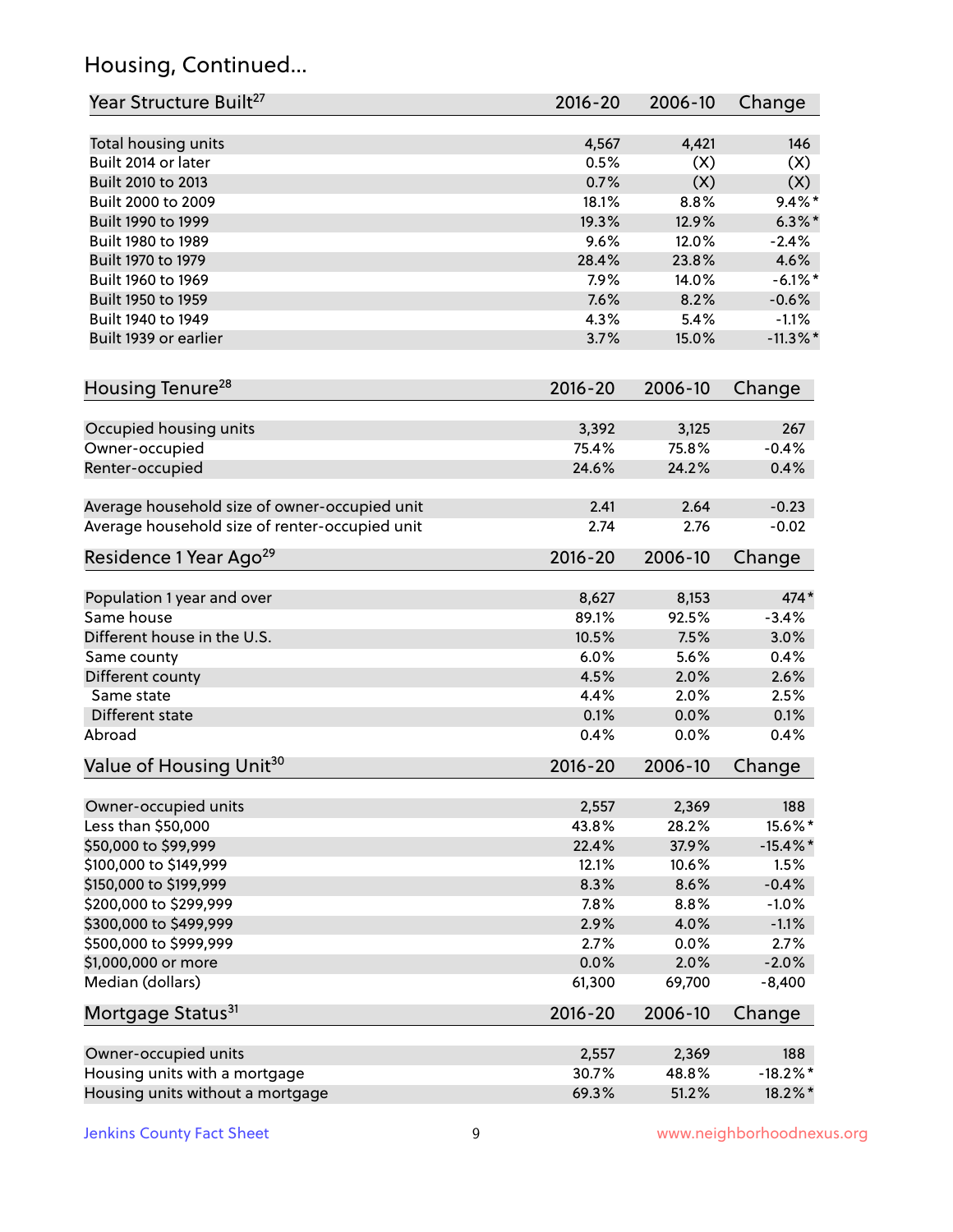## Housing, Continued...

| Year Structure Built[27] | 2016-20 | 2006-10 | Change |
|---|---|---|---|
| Total housing units | 4,567 | 4,421 | 146 |
| Built 2014 or later | 0.5% | (X) | (X) |
| Built 2010 to 2013 | 0.7% | (X) | (X) |
| Built 2000 to 2009 | 18.1% | 8.8% | 9.4%* |
| Built 1990 to 1999 | 19.3% | 12.9% | 6.3%* |
| Built 1980 to 1989 | 9.6% | 12.0% | -2.4% |
| Built 1970 to 1979 | 28.4% | 23.8% | 4.6% |
| Built 1960 to 1969 | 7.9% | 14.0% | -6.1%* |
| Built 1950 to 1959 | 7.6% | 8.2% | -0.6% |
| Built 1940 to 1949 | 4.3% | 5.4% | -1.1% |
| Built 1939 or earlier | 3.7% | 15.0% | -11.3%* |

| Housing Tenure[28] | 2016-20 | 2006-10 | Change |
|---|---|---|---|
| Occupied housing units | 3,392 | 3,125 | 267 |
| Owner-occupied | 75.4% | 75.8% | -0.4% |
| Renter-occupied | 24.6% | 24.2% | 0.4% |
| Average household size of owner-occupied unit | 2.41 | 2.64 | -0.23 |
| Average household size of renter-occupied unit | 2.74 | 2.76 | -0.02 |

| Residence 1 Year Ago[29] | 2016-20 | 2006-10 | Change |
|---|---|---|---|
| Population 1 year and over | 8,627 | 8,153 | 474* |
| Same house | 89.1% | 92.5% | -3.4% |
| Different house in the U.S. | 10.5% | 7.5% | 3.0% |
| Same county | 6.0% | 5.6% | 0.4% |
| Different county | 4.5% | 2.0% | 2.6% |
| Same state | 4.4% | 2.0% | 2.5% |
| Different state | 0.1% | 0.0% | 0.1% |
| Abroad | 0.4% | 0.0% | 0.4% |

| Value of Housing Unit[30] | 2016-20 | 2006-10 | Change |
|---|---|---|---|
| Owner-occupied units | 2,557 | 2,369 | 188 |
| Less than $50,000 | 43.8% | 28.2% | 15.6%* |
| $50,000 to $99,999 | 22.4% | 37.9% | -15.4%* |
| $100,000 to $149,999 | 12.1% | 10.6% | 1.5% |
| $150,000 to $199,999 | 8.3% | 8.6% | -0.4% |
| $200,000 to $299,999 | 7.8% | 8.8% | -1.0% |
| $300,000 to $499,999 | 2.9% | 4.0% | -1.1% |
| $500,000 to $999,999 | 2.7% | 0.0% | 2.7% |
| $1,000,000 or more | 0.0% | 2.0% | -2.0% |
| Median (dollars) | 61,300 | 69,700 | -8,400 |

| Mortgage Status[31] | 2016-20 | 2006-10 | Change |
|---|---|---|---|
| Owner-occupied units | 2,557 | 2,369 | 188 |
| Housing units with a mortgage | 30.7% | 48.8% | -18.2%* |
| Housing units without a mortgage | 69.3% | 51.2% | 18.2%* |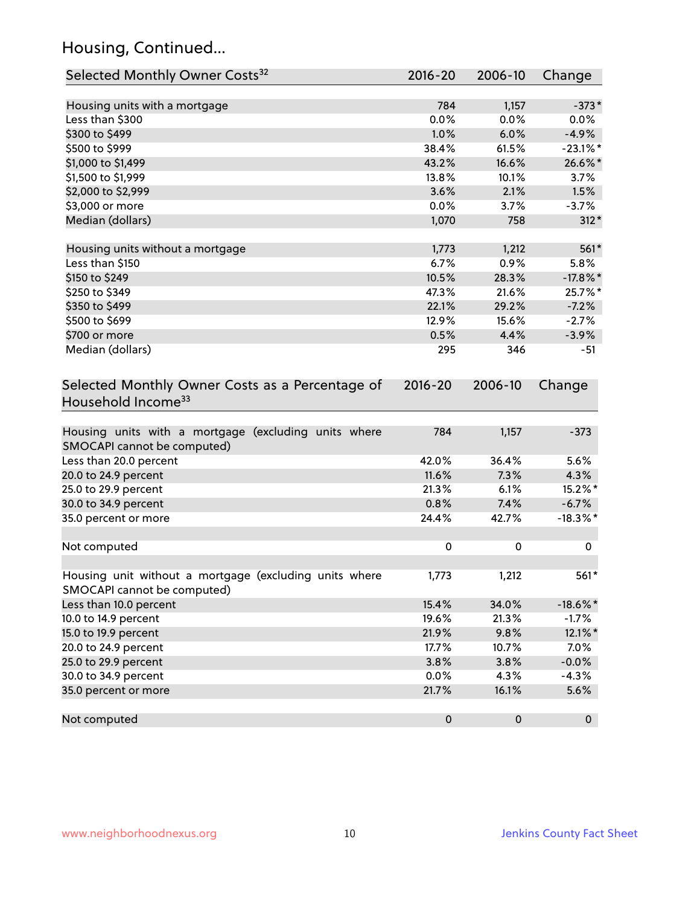## Housing, Continued...

| Selected Monthly Owner Costs[32] | 2016-20 | 2006-10 | Change |
|---|---|---|---|
| Housing units with a mortgage | 784 | 1,157 | -373* |
| Less than $300 | 0.0% | 0.0% | 0.0% |
| $300 to $499 | 1.0% | 6.0% | -4.9% |
| $500 to $999 | 38.4% | 61.5% | -23.1%* |
| $1,000 to $1,499 | 43.2% | 16.6% | 26.6%* |
| $1,500 to $1,999 | 13.8% | 10.1% | 3.7% |
| $2,000 to $2,999 | 3.6% | 2.1% | 1.5% |
| $3,000 or more | 0.0% | 3.7% | -3.7% |
| Median (dollars) | 1,070 | 758 | 312* |
| | | | |
| Housing units without a mortgage | 1,773 | 1,212 | 561* |
| Less than $150 | 6.7% | 0.9% | 5.8% |
| $150 to $249 | 10.5% | 28.3% | -17.8%* |
| $250 to $349 | 47.3% | 21.6% | 25.7%* |
| $350 to $499 | 22.1% | 29.2% | -7.2% |
| $500 to $699 | 12.9% | 15.6% | -2.7% |
| $700 or more | 0.5% | 4.4% | -3.9% |
| Median (dollars) | 295 | 346 | -51 |

| Selected Monthly Owner Costs as a Percentage of Household Income[33] | 2016-20 | 2006-10 | Change |
|---|---|---|---|
| Housing units with a mortgage (excluding units where SMOCAPI cannot be computed) | 784 | 1,157 | -373 |
| Less than 20.0 percent | 42.0% | 36.4% | 5.6% |
| 20.0 to 24.9 percent | 11.6% | 7.3% | 4.3% |
| 25.0 to 29.9 percent | 21.3% | 6.1% | 15.2%* |
| 30.0 to 34.9 percent | 0.8% | 7.4% | -6.7% |
| 35.0 percent or more | 24.4% | 42.7% | -18.3%* |
| | | | |
| Not computed | 0 | 0 | 0 |
| | | | |
| Housing unit without a mortgage (excluding units where SMOCAPI cannot be computed) | 1,773 | 1,212 | 561* |
| Less than 10.0 percent | 15.4% | 34.0% | -18.6%* |
| 10.0 to 14.9 percent | 19.6% | 21.3% | -1.7% |
| 15.0 to 19.9 percent | 21.9% | 9.8% | 12.1%* |
| 20.0 to 24.9 percent | 17.7% | 10.7% | 7.0% |
| 25.0 to 29.9 percent | 3.8% | 3.8% | -0.0% |
| 30.0 to 34.9 percent | 0.0% | 4.3% | -4.3% |
| 35.0 percent or more | 21.7% | 16.1% | 5.6% |
| | | | |
| Not computed | 0 | 0 | 0 |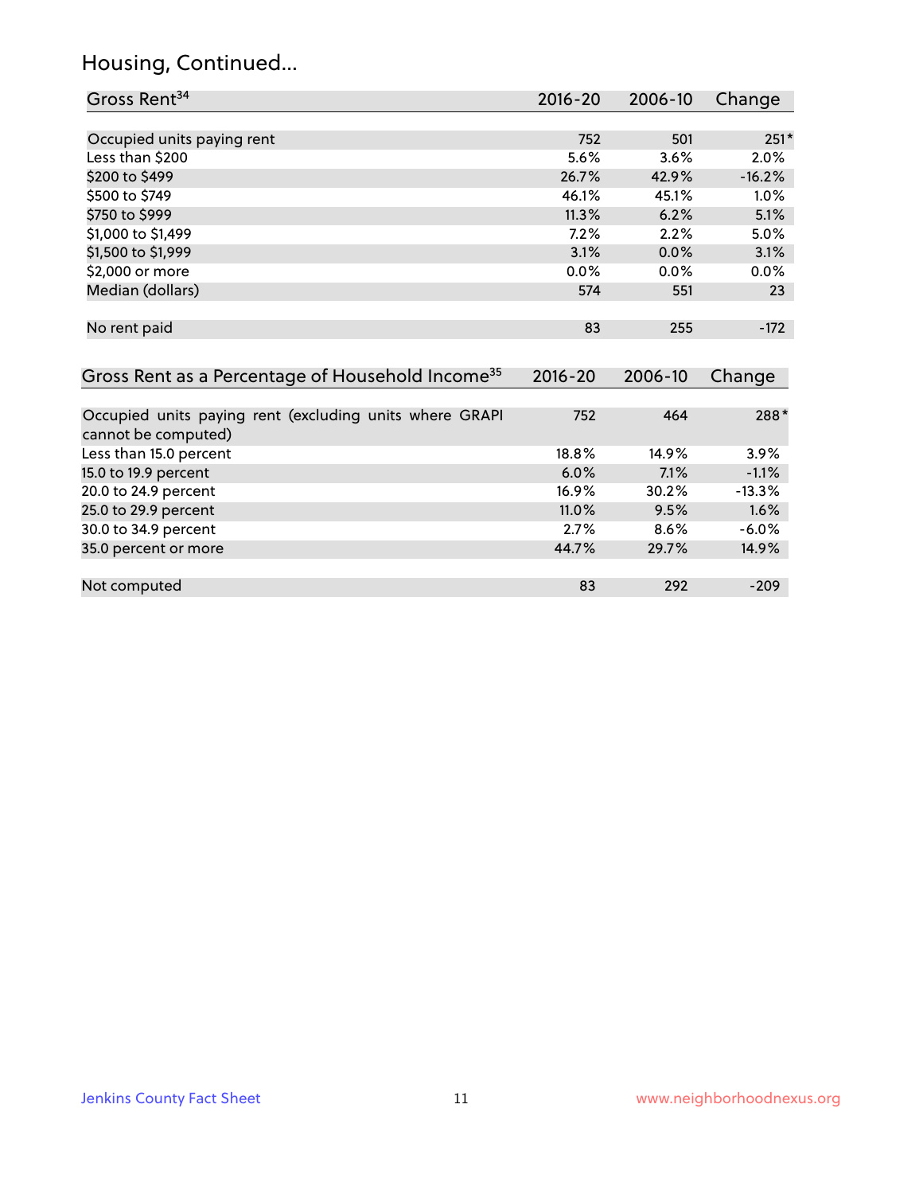## Housing, Continued...

| Gross Rent[34] | 2016-20 | 2006-10 | Change |
|---|---|---|---|
| Occupied units paying rent | 752 | 501 | 251* |
| Less than $200 | 5.6% | 3.6% | 2.0% |
| $200 to $499 | 26.7% | 42.9% | -16.2% |
| $500 to $749 | 46.1% | 45.1% | 1.0% |
| $750 to $999 | 11.3% | 6.2% | 5.1% |
| $1,000 to $1,499 | 7.2% | 2.2% | 5.0% |
| $1,500 to $1,999 | 3.1% | 0.0% | 3.1% |
| $2,000 or more | 0.0% | 0.0% | 0.0% |
| Median (dollars) | 574 | 551 | 23 |
| No rent paid | 83 | 255 | -172 |

| Gross Rent as a Percentage of Household Income[35] | 2016-20 | 2006-10 | Change |
|---|---|---|---|
| Occupied units paying rent (excluding units where GRAPI cannot be computed) | 752 | 464 | 288* |
| Less than 15.0 percent | 18.8% | 14.9% | 3.9% |
| 15.0 to 19.9 percent | 6.0% | 7.1% | -1.1% |
| 20.0 to 24.9 percent | 16.9% | 30.2% | -13.3% |
| 25.0 to 29.9 percent | 11.0% | 9.5% | 1.6% |
| 30.0 to 34.9 percent | 2.7% | 8.6% | -6.0% |
| 35.0 percent or more | 44.7% | 29.7% | 14.9% |
| Not computed | 83 | 292 | -209 |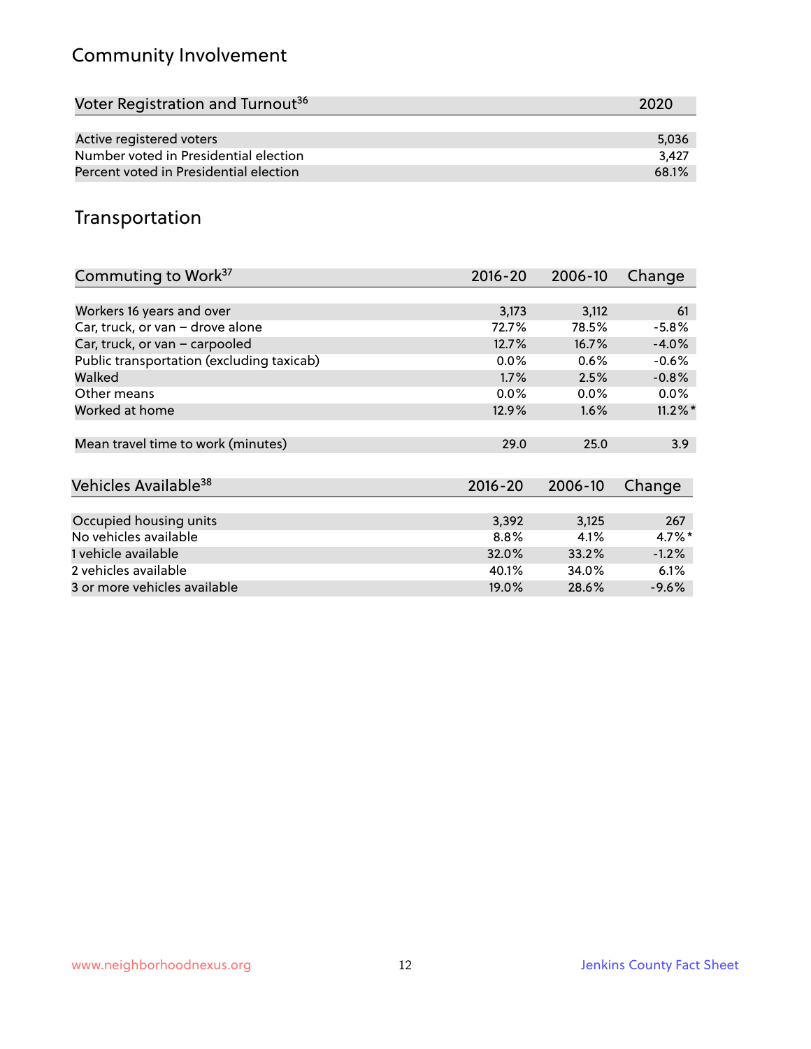## Community Involvement

| Voter Registration and Turnout[36] | 2020 |
|---|---|
| Active registered voters | 5,036 |
| Number voted in Presidential election | 3,427 |
| Percent voted in Presidential election | 68.1% |

## Transportation

| Commuting to Work[37] | 2016-20 | 2006-10 | Change |
|---|---|---|---|
| Workers 16 years and over | 3,173 | 3,112 | 61 |
| Car, truck, or van – drove alone | 72.7% | 78.5% | -5.8% |
| Car, truck, or van – carpooled | 12.7% | 16.7% | -4.0% |
| Public transportation (excluding taxicab) | 0.0% | 0.6% | -0.6% |
| Walked | 1.7% | 2.5% | -0.8% |
| Other means | 0.0% | 0.0% | 0.0% |
| Worked at home | 12.9% | 1.6% | 11.2%* |
| Mean travel time to work (minutes) | 29.0 | 25.0 | 3.9 |

| Vehicles Available[38] | 2016-20 | 2006-10 | Change |
|---|---|---|---|
| Occupied housing units | 3,392 | 3,125 | 267 |
| No vehicles available | 8.8% | 4.1% | 4.7%* |
| 1 vehicle available | 32.0% | 33.2% | -1.2% |
| 2 vehicles available | 40.1% | 34.0% | 6.1% |
| 3 or more vehicles available | 19.0% | 28.6% | -9.6% |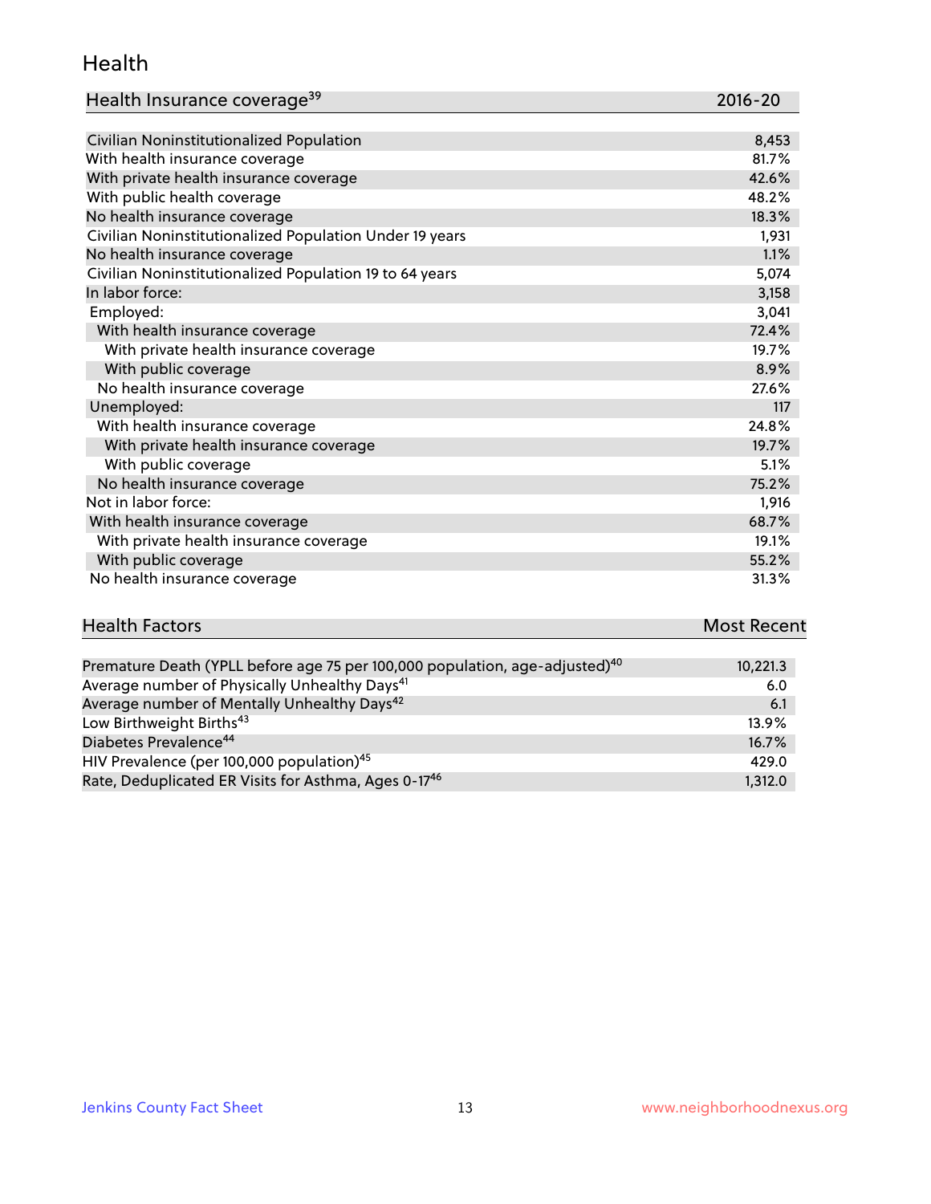## Health

| Health Insurance coverage[39] | 2016-20 |
|---|---|
| Civilian Noninstitutionalized Population | 8,453 |
| With health insurance coverage | 81.7% |
| With private health insurance coverage | 42.6% |
| With public health coverage | 48.2% |
| No health insurance coverage | 18.3% |
| Civilian Noninstitutionalized Population Under 19 years | 1,931 |
| No health insurance coverage | 1.1% |
| Civilian Noninstitutionalized Population 19 to 64 years | 5,074 |
| In labor force: | 3,158 |
| Employed: | 3,041 |
| With health insurance coverage | 72.4% |
| With private health insurance coverage | 19.7% |
| With public coverage | 8.9% |
| No health insurance coverage | 27.6% |
| Unemployed: | 117 |
| With health insurance coverage | 24.8% |
| With private health insurance coverage | 19.7% |
| With public coverage | 5.1% |
| No health insurance coverage | 75.2% |
| Not in labor force: | 1,916 |
| With health insurance coverage | 68.7% |
| With private health insurance coverage | 19.1% |
| With public coverage | 55.2% |
| No health insurance coverage | 31.3% |

| Health Factors | Most Recent |
|---|---|
| Premature Death (YPLL before age 75 per 100,000 population, age-adjusted)[40] | 10,221.3 |
| Average number of Physically Unhealthy Days[41] | 6.0 |
| Average number of Mentally Unhealthy Days[42] | 6.1 |
| Low Birthweight Births[43] | 13.9% |
| Diabetes Prevalence[44] | 16.7% |
| HIV Prevalence (per 100,000 population)[45] | 429.0 |
| Rate, Deduplicated ER Visits for Asthma, Ages 0-17[46] | 1,312.0 |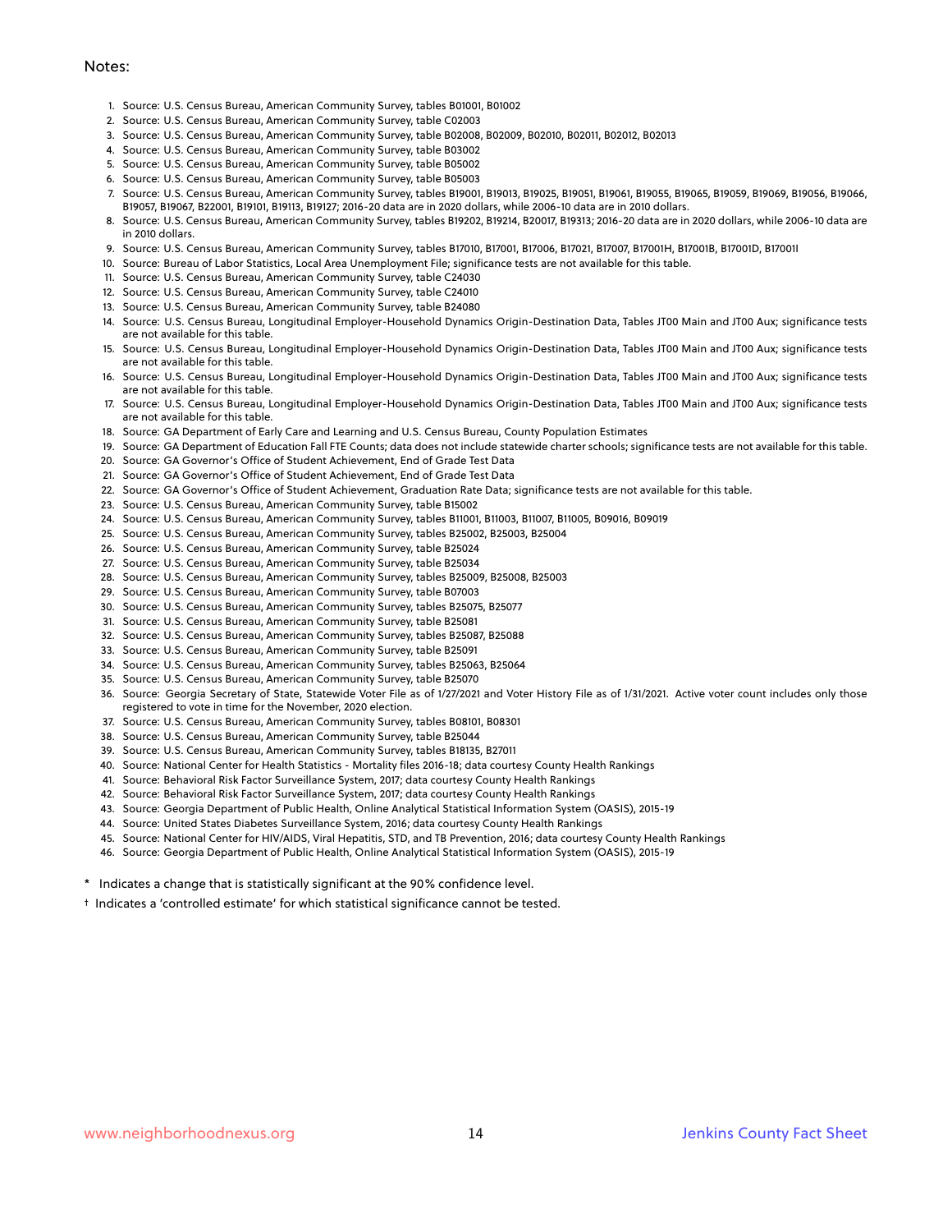Notes:

1. Source: U.S. Census Bureau, American Community Survey, tables B01001, B01002
2. Source: U.S. Census Bureau, American Community Survey, table C02003
3. Source: U.S. Census Bureau, American Community Survey, table B02008, B02009, B02010, B02011, B02012, B02013
4. Source: U.S. Census Bureau, American Community Survey, table B03002
5. Source: U.S. Census Bureau, American Community Survey, table B05002
6. Source: U.S. Census Bureau, American Community Survey, table B05003
7. Source: U.S. Census Bureau, American Community Survey, tables B19001, B19013, B19025, B19051, B19061, B19055, B19065, B19059, B19069, B19056, B19066, B19057, B19067, B22001, B19101, B19113, B19127; 2016-20 data are in 2020 dollars, while 2006-10 data are in 2010 dollars.
8. Source: U.S. Census Bureau, American Community Survey, tables B19202, B19214, B20017, B19313; 2016-20 data are in 2020 dollars, while 2006-10 data are in 2010 dollars.
9. Source: U.S. Census Bureau, American Community Survey, tables B17010, B17001, B17006, B17021, B17007, B17001H, B17001B, B17001D, B17001I
10. Source: Bureau of Labor Statistics, Local Area Unemployment File; significance tests are not available for this table.
11. Source: U.S. Census Bureau, American Community Survey, table C24030
12. Source: U.S. Census Bureau, American Community Survey, table C24010
13. Source: U.S. Census Bureau, American Community Survey, table B24080
14. Source: U.S. Census Bureau, Longitudinal Employer-Household Dynamics Origin-Destination Data, Tables JT00 Main and JT00 Aux; significance tests are not available for this table.
15. Source: U.S. Census Bureau, Longitudinal Employer-Household Dynamics Origin-Destination Data, Tables JT00 Main and JT00 Aux; significance tests are not available for this table.
16. Source: U.S. Census Bureau, Longitudinal Employer-Household Dynamics Origin-Destination Data, Tables JT00 Main and JT00 Aux; significance tests are not available for this table.
17. Source: U.S. Census Bureau, Longitudinal Employer-Household Dynamics Origin-Destination Data, Tables JT00 Main and JT00 Aux; significance tests are not available for this table.
18. Source: GA Department of Early Care and Learning and U.S. Census Bureau, County Population Estimates
19. Source: GA Department of Education Fall FTE Counts; data does not include statewide charter schools; significance tests are not available for this table.
20. Source: GA Governor's Office of Student Achievement, End of Grade Test Data
21. Source: GA Governor's Office of Student Achievement, End of Grade Test Data
22. Source: GA Governor's Office of Student Achievement, Graduation Rate Data; significance tests are not available for this table.
23. Source: U.S. Census Bureau, American Community Survey, table B15002
24. Source: U.S. Census Bureau, American Community Survey, tables B11001, B11003, B11007, B11005, B09016, B09019
25. Source: U.S. Census Bureau, American Community Survey, tables B25002, B25003, B25004
26. Source: U.S. Census Bureau, American Community Survey, table B25024
27. Source: U.S. Census Bureau, American Community Survey, table B25034
28. Source: U.S. Census Bureau, American Community Survey, tables B25009, B25008, B25003
29. Source: U.S. Census Bureau, American Community Survey, table B07003
30. Source: U.S. Census Bureau, American Community Survey, tables B25075, B25077
31. Source: U.S. Census Bureau, American Community Survey, table B25081
32. Source: U.S. Census Bureau, American Community Survey, tables B25087, B25088
33. Source: U.S. Census Bureau, American Community Survey, table B25091
34. Source: U.S. Census Bureau, American Community Survey, tables B25063, B25064
35. Source: U.S. Census Bureau, American Community Survey, table B25070
36. Source: Georgia Secretary of State, Statewide Voter File as of 1/27/2021 and Voter History File as of 1/31/2021. Active voter count includes only those registered to vote in time for the November, 2020 election.
37. Source: U.S. Census Bureau, American Community Survey, tables B08101, B08301
38. Source: U.S. Census Bureau, American Community Survey, table B25044
39. Source: U.S. Census Bureau, American Community Survey, tables B18135, B27011
40. Source: National Center for Health Statistics - Mortality files 2016-18; data courtesy County Health Rankings
41. Source: Behavioral Risk Factor Surveillance System, 2017; data courtesy County Health Rankings
42. Source: Behavioral Risk Factor Surveillance System, 2017; data courtesy County Health Rankings
43. Source: Georgia Department of Public Health, Online Analytical Statistical Information System (OASIS), 2015-19
44. Source: United States Diabetes Surveillance System, 2016; data courtesy County Health Rankings
45. Source: National Center for HIV/AIDS, Viral Hepatitis, STD, and TB Prevention, 2016; data courtesy County Health Rankings
46. Source: Georgia Department of Public Health, Online Analytical Statistical Information System (OASIS), 2015-19

\* Indicates a change that is statistically significant at the 90% confidence level.

† Indicates a 'controlled estimate' for which statistical significance cannot be tested.